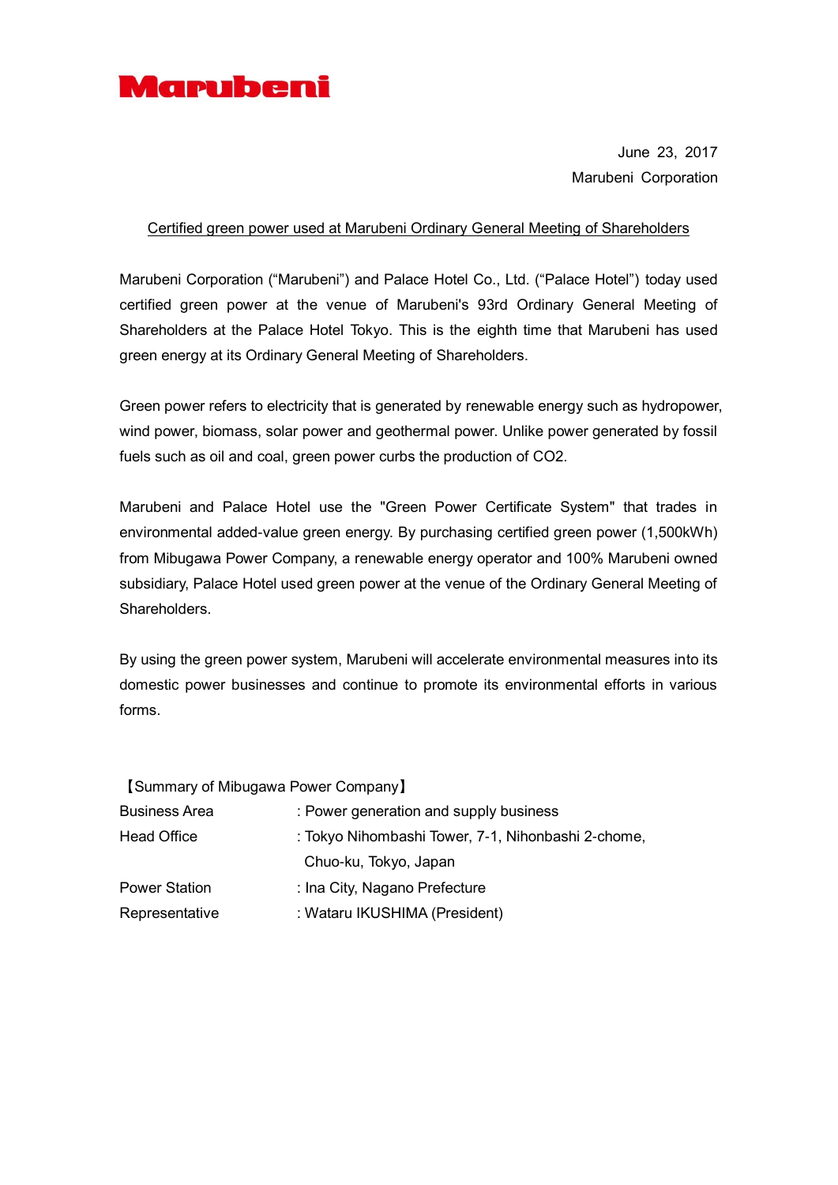**Marubeni**

June 23, 2017
Marubeni Corporation

## Certified green power used at Marubeni Ordinary General Meeting of Shareholders

Marubeni Corporation ("Marubeni") and Palace Hotel Co., Ltd. ("Palace Hotel") today used certified green power at the venue of Marubeni's 93rd Ordinary General Meeting of Shareholders at the Palace Hotel Tokyo. This is the eighth time that Marubeni has used green energy at its Ordinary General Meeting of Shareholders.

Green power refers to electricity that is generated by renewable energy such as hydropower, wind power, biomass, solar power and geothermal power. Unlike power generated by fossil fuels such as oil and coal, green power curbs the production of $CO_2$.

Marubeni and Palace Hotel use the "Green Power Certificate System" that trades in environmental added-value green energy. By purchasing certified green power (1,500kWh) from Mibugawa Power Company, a renewable energy operator and 100% Marubeni owned subsidiary, Palace Hotel used green power at the venue of the Ordinary General Meeting of Shareholders.

By using the green power system, Marubeni will accelerate environmental measures into its domestic power businesses and continue to promote its environmental efforts in various forms.

【Summary of Mibugawa Power Company】

| | |
|---|---|
| Business Area | : Power generation and supply business |
| Head Office | : Tokyo Nihombashi Tower, 7-1, Nihonbashi 2-chome, Chuo-ku, Tokyo, Japan |
| Power Station | : Ina City, Nagano Prefecture |
| Representative | : Wataru IKUSHIMA (President) |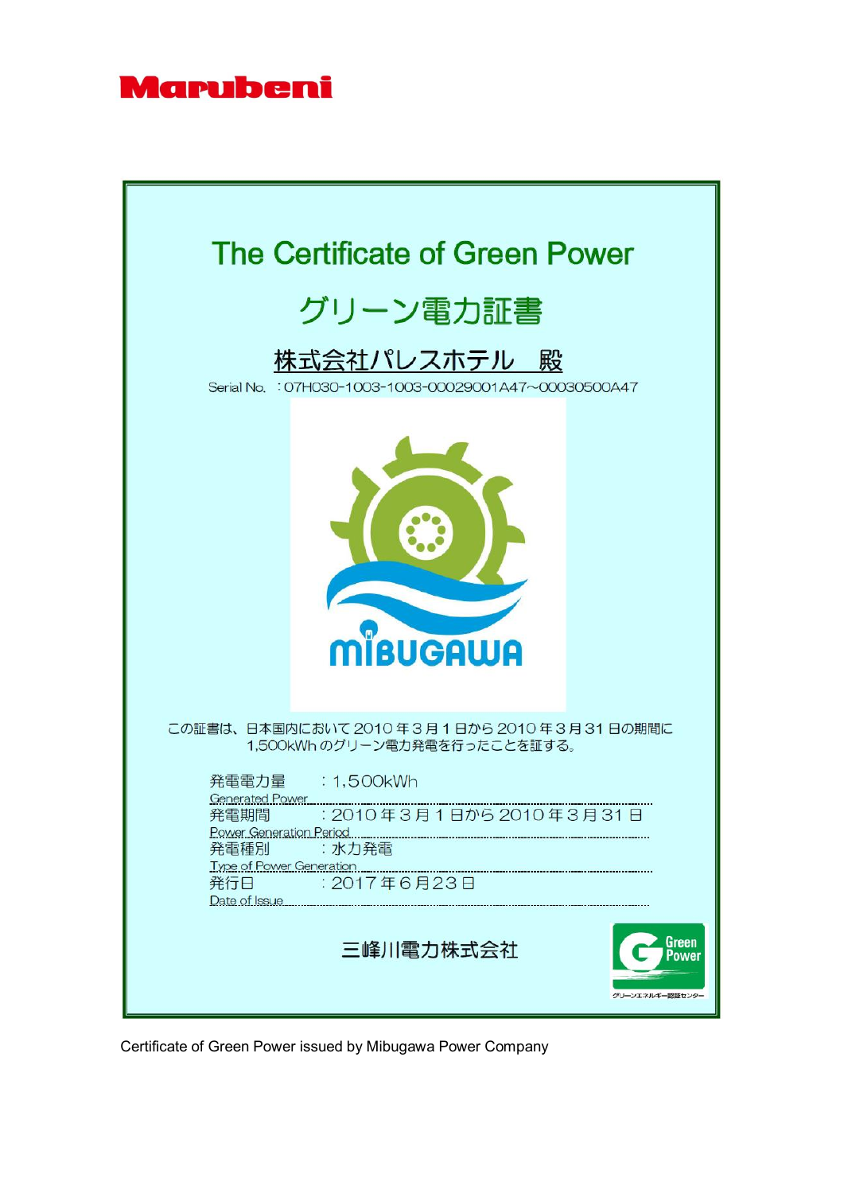Marubeni

# The Certificate of Green Power

## グリーン電力証書

**株式会社パレスホテル　殿**

Serial No. ：07H030-1003-1003-00029001A47~00030500A47

MIBUGAWA

この証書は、日本国内において 2010 年３月１日から 2010 年３月 31 日の期間に 1,500kWh のグリーン電力発電を行ったことを証する。

| | |
|---|---|
| 発電電力量<br>Generated Power | ：1,500kWh |
| 発電期間<br>Power Generation Period | ：2010 年３月１日から 2010 年３月 31 日 |
| 発電種別<br>Type of Power Generation | ：水力発電 |
| 発行日<br>Date of Issue | ：2017 年６月２３日 |

三峰川電力株式会社

Green Power
グリーンエネルギー認証センター

Certificate of Green Power issued by Mibugawa Power Company